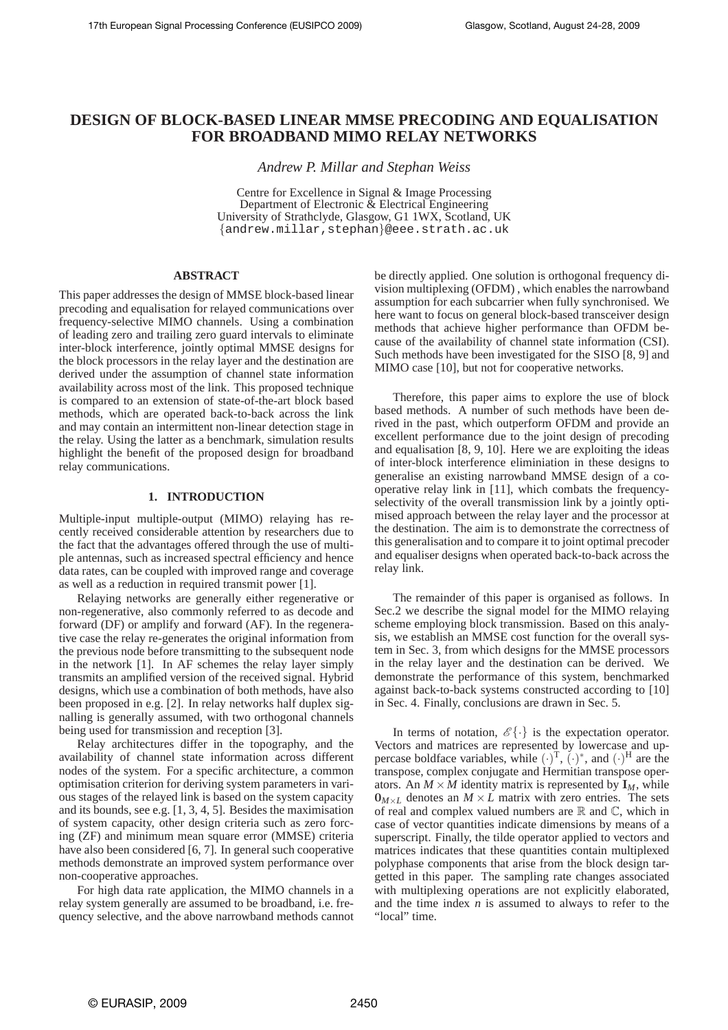# DESIGN OF BLOCK-BASED LINEAR MMSE PRECODING AND EQUALISATION FOR BROADBAND MIMO RELAY NETWORKS

*Andrew P. Millar and Stephan Weiss*

Centre for Excellence in Signal & Image Processing
Department of Electronic & Electrical Engineering
University of Strathclyde, Glasgow, G1 1WX, Scotland, UK
{andrew.millar,stephan}@eee.strath.ac.uk

## ABSTRACT

This paper addresses the design of MMSE block-based linear precoding and equalisation for relayed communications over frequency-selective MIMO channels. Using a combination of leading zero and trailing zero guard intervals to eliminate inter-block interference, jointly optimal MMSE designs for the block processors in the relay layer and the destination are derived under the assumption of channel state information availability across most of the link. This proposed technique is compared to an extension of state-of-the-art block based methods, which are operated back-to-back across the link and may contain an intermittent non-linear detection stage in the relay. Using the latter as a benchmark, simulation results highlight the benefit of the proposed design for broadband relay communications.

## 1. INTRODUCTION

Multiple-input multiple-output (MIMO) relaying has recently received considerable attention by researchers due to the fact that the advantages offered through the use of multiple antennas, such as increased spectral efficiency and hence data rates, can be coupled with improved range and coverage as well as a reduction in required transmit power [1].

Relaying networks are generally either regenerative or non-regenerative, also commonly referred to as decode and forward (DF) or amplify and forward (AF). In the regenerative case the relay re-generates the original information from the previous node before transmitting to the subsequent node in the network [1]. In AF schemes the relay layer simply transmits an amplified version of the received signal. Hybrid designs, which use a combination of both methods, have also been proposed in e.g. [2]. In relay networks half duplex signalling is generally assumed, with two orthogonal channels being used for transmission and reception [3].

Relay architectures differ in the topography, and the availability of channel state information across different nodes of the system. For a specific architecture, a common optimisation criterion for deriving system parameters in various stages of the relayed link is based on the system capacity and its bounds, see e.g. [1, 3, 4, 5]. Besides the maximisation of system capacity, other design criteria such as zero forcing (ZF) and minimum mean square error (MMSE) criteria have also been considered [6, 7]. In general such cooperative methods demonstrate an improved system performance over non-cooperative approaches.

For high data rate application, the MIMO channels in a relay system generally are assumed to be broadband, i.e. frequency selective, and the above narrowband methods cannot be directly applied. One solution is orthogonal frequency division multiplexing (OFDM) , which enables the narrowband assumption for each subcarrier when fully synchronised. We here want to focus on general block-based transceiver design methods that achieve higher performance than OFDM because of the availability of channel state information (CSI). Such methods have been investigated for the SISO [8, 9] and MIMO case [10], but not for cooperative networks.

Therefore, this paper aims to explore the use of block based methods. A number of such methods have been derived in the past, which outperform OFDM and provide an excellent performance due to the joint design of precoding and equalisation [8, 9, 10]. Here we are exploiting the ideas of inter-block interference eliminiation in these designs to generalise an existing narrowband MMSE design of a cooperative relay link in [11], which combats the frequency-selectivity of the overall transmission link by a jointly optimised approach between the relay layer and the processor at the destination. The aim is to demonstrate the correctness of this generalisation and to compare it to joint optimal precoder and equaliser designs when operated back-to-back across the relay link.

The remainder of this paper is organised as follows. In Sec.2 we describe the signal model for the MIMO relaying scheme employing block transmission. Based on this analysis, we establish an MMSE cost function for the overall system in Sec. 3, from which designs for the MMSE processors in the relay layer and the destination can be derived. We demonstrate the performance of this system, benchmarked against back-to-back systems constructed according to [10] in Sec. 4. Finally, conclusions are drawn in Sec. 5.

In terms of notation, $\mathscr{E}\{\cdot\}$ is the expectation operator. Vectors and matrices are represented by lowercase and uppercase boldface variables, while $(\cdot)^{\mathrm{T}}$, $(\cdot)^{*}$, and $(\cdot)^{\mathrm{H}}$ are the transpose, complex conjugate and Hermitian transpose operators. An $M \times M$ identity matrix is represented by $\mathbf{I}_M$, while $\mathbf{0}_{M\times L}$ denotes an $M \times L$ matrix with zero entries. The sets of real and complex valued numbers are $\mathbb{R}$ and $\mathbb{C}$, which in case of vector quantities indicate dimensions by means of a superscript. Finally, the tilde operator applied to vectors and matrices indicates that these quantities contain multiplexed polyphase components that arise from the block design targetted in this paper. The sampling rate changes associated with multiplexing operations are not explicitly elaborated, and the time index $n$ is assumed to always to refer to the "local" time.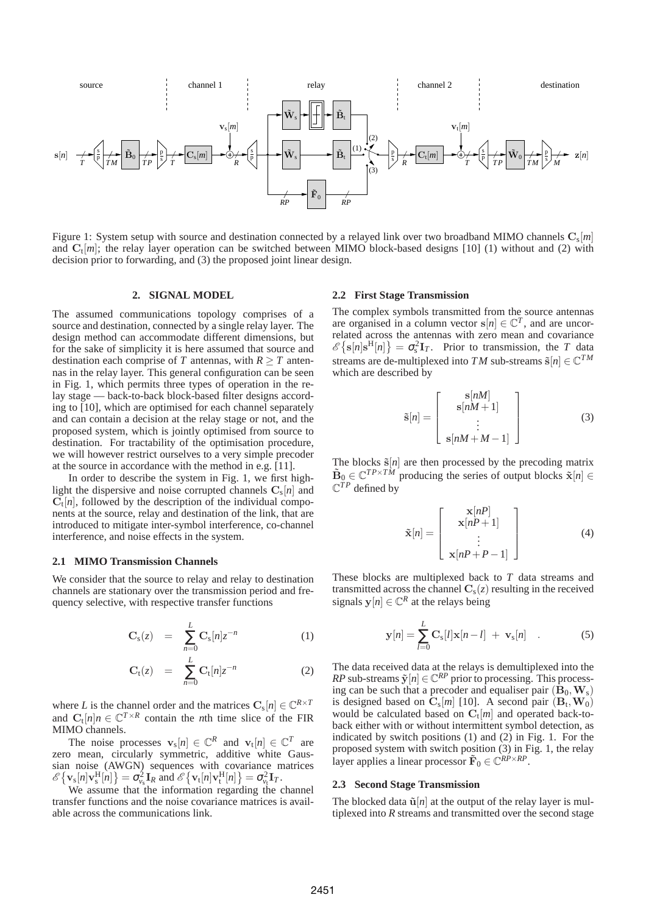Figure 1: System setup with source and destination connected by a relayed link over two broadband MIMO channels $\mathbf{C}_s[m]$ and $\mathbf{C}_t[m]$; the relay layer operation can be switched between MIMO block-based designs [10] (1) without and (2) with decision prior to forwarding, and (3) the proposed joint linear design.

## 2. SIGNAL MODEL

The assumed communications topology comprises of a source and destination, connected by a single relay layer. The design method can accommodate different dimensions, but for the sake of simplicity it is here assumed that source and destination each comprise of $T$ antennas, with $R \geq T$ antennas in the relay layer. This general configuration can be seen in Fig. 1, which permits three types of operation in the relay stage — back-to-back block-based filter designs according to [10], which are optimised for each channel separately and can contain a decision at the relay stage or not, and the proposed system, which is jointly optimised from source to destination. For tractability of the optimisation procedure, we will however restrict ourselves to a very simple precoder at the source in accordance with the method in e.g. [11].

In order to describe the system in Fig. 1, we first highlight the dispersive and noise corrupted channels $\mathbf{C}_s[n]$ and $\mathbf{C}_t[n]$, followed by the description of the individual components at the source, relay and destination of the link, that are introduced to mitigate inter-symbol interference, co-channel interference, and noise effects in the system.

### 2.1 MIMO Transmission Channels

We consider that the source to relay and relay to destination channels are stationary over the transmission period and frequency selective, with respective transfer functions

$$\mathbf{C}_s(z) = \sum_{n=0}^{L} \mathbf{C}_s[n] z^{-n} \quad (1)$$

$$\mathbf{C}_t(z) = \sum_{n=0}^{L} \mathbf{C}_t[n] z^{-n} \quad (2)$$

where $L$ is the channel order and the matrices $\mathbf{C}_s[n] \in \mathbb{C}^{R\times T}$ and $\mathbf{C}_t[n]n \in \mathbb{C}^{T\times R}$ contain the $n$th time slice of the FIR MIMO channels.

The noise processes $\mathbf{v}_s[n] \in \mathbb{C}^R$ and $\mathbf{v}_t[n] \in \mathbb{C}^T$ are zero mean, circularly symmetric, additive white Gaussian noise (AWGN) sequences with covariance matrices $\mathscr{E}\{\mathbf{v}_s[n]\mathbf{v}_s^H[n]\} = \sigma_{v_s}^2 \mathbf{I}_R$ and $\mathscr{E}\{\mathbf{v}_t[n]\mathbf{v}_t^H[n]\} = \sigma_{v_t}^2 \mathbf{I}_T$.

We assume that the information regarding the channel transfer functions and the noise covariance matrices is available across the communications link.

### 2.2 First Stage Transmission

The complex symbols transmitted from the source antennas are organised in a column vector $\mathbf{s}[n] \in \mathbb{C}^T$, and are uncorrelated across the antennas with zero mean and covariance $\mathscr{E}\{\mathbf{s}[n]\mathbf{s}^H[n]\} = \sigma_s^2 \mathbf{I}_T$. Prior to transmission, the $T$ data streams are de-multiplexed into $TM$ sub-streams $\tilde{\mathbf{s}}[n] \in \mathbb{C}^{TM}$ which are described by

$$\tilde{\mathbf{s}}[n] = \begin{bmatrix} \mathbf{s}[nM] \\ \mathbf{s}[nM+1] \\ \vdots \\ \mathbf{s}[nM+M-1] \end{bmatrix} \quad (3)$$

The blocks $\tilde{\mathbf{s}}[n]$ are then processed by the precoding matrix $\tilde{\mathbf{B}}_0 \in \mathbb{C}^{TP\times TM}$ producing the series of output blocks $\tilde{\mathbf{x}}[n] \in \mathbb{C}^{TP}$ defined by

$$\tilde{\mathbf{x}}[n] = \begin{bmatrix} \mathbf{x}[nP] \\ \mathbf{x}[nP+1] \\ \vdots \\ \mathbf{x}[nP+P-1] \end{bmatrix} \quad (4)$$

These blocks are multiplexed back to $T$ data streams and transmitted across the channel $\mathbf{C}_s(z)$ resulting in the received signals $\mathbf{y}[n] \in \mathbb{C}^R$ at the relays being

$$\mathbf{y}[n] = \sum_{l=0}^{L} \mathbf{C}_s[l]\mathbf{x}[n-l] + \mathbf{v}_s[n] \quad . \quad (5)$$

The data received data at the relays is demultiplexed into the $RP$ sub-streams $\tilde{\mathbf{y}}[n] \in \mathbb{C}^{RP}$ prior to processing. This processing can be such that a precoder and equaliser pair $(\mathbf{B}_0, \mathbf{W}_s)$ is designed based on $\mathbf{C}_s[m]$ [10]. A second pair $(\mathbf{B}_t, \mathbf{W}_0)$ would be calculated based on $\mathbf{C}_t[m]$ and operated back-to-back either with or without intermittent symbol detection, as indicated by switch positions (1) and (2) in Fig. 1. For the proposed system with switch position (3) in Fig. 1, the relay layer applies a linear processor $\tilde{\mathbf{F}}_0 \in \mathbb{C}^{RP\times RP}$.

### 2.3 Second Stage Transmission

The blocked data $\tilde{\mathbf{u}}[n]$ at the output of the relay layer is multiplexed into $R$ streams and transmitted over the second stage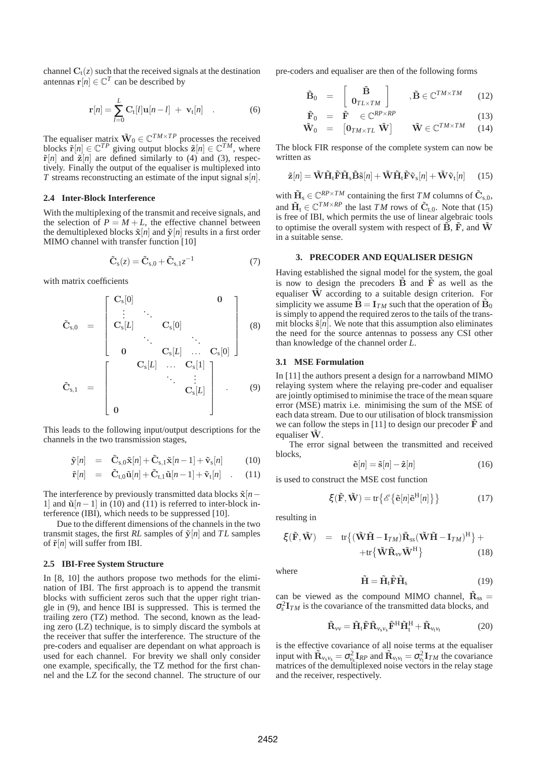channel $\mathbf{C}_\mathrm{t}(z)$ such that the received signals at the destination antennas $\mathbf{r}[n] \in \mathbb{C}^T$ can be described by

$$\mathbf{r}[n] = \sum_{l=0}^{L} \mathbf{C}_\mathrm{t}[l]\mathbf{u}[n-l] \; + \; \mathbf{v}_\mathrm{t}[n] \quad . \tag{6}$$

The equaliser matrix $\tilde{\mathbf{W}}_0 \in \mathbb{C}^{TM \times TP}$ processes the received blocks $\tilde{\mathbf{r}}[n] \in \mathbb{C}^{TP}$ giving output blocks $\tilde{\mathbf{z}}[n] \in \mathbb{C}^{TM}$, where $\tilde{\mathbf{r}}[n]$ and $\tilde{\mathbf{z}}[n]$ are defined similarly to (4) and (3), respectively. Finally the output of the equaliser is multiplexed into $T$ streams reconstructing an estimate of the input signal $\mathbf{s}[n]$.

### 2.4 Inter-Block Interference

With the multiplexing of the transmit and receive signals, and the selection of $P = M + L$, the effective channel between the demultiplexed blocks $\tilde{\mathbf{x}}[n]$ and $\tilde{\mathbf{y}}[n]$ results in a first order MIMO channel with transfer function [10]

$$\tilde{\mathbf{C}}_\mathrm{s}(z) = \tilde{\mathbf{C}}_{\mathrm{s},0} + \tilde{\mathbf{C}}_{\mathrm{s},1}z^{-1} \tag{7}$$

with matrix coefficients

$$\tilde{\mathbf{C}}_{\mathrm{s},0} = \begin{bmatrix} \mathbf{C}_\mathrm{s}[0] & & & \mathbf{0} \\ \vdots & \ddots & & \\ \mathbf{C}_\mathrm{s}[L] & & \mathbf{C}_\mathrm{s}[0] & \\ & \ddots & & \ddots \\ \mathbf{0} & & \mathbf{C}_\mathrm{s}[L] \;\; \ldots & \mathbf{C}_\mathrm{s}[0] \end{bmatrix} \tag{8}$$

$$\tilde{\mathbf{C}}_{\mathrm{s},1} = \begin{bmatrix} & \mathbf{C}_\mathrm{s}[L] & \ldots & \mathbf{C}_\mathrm{s}[1] \\ & & \ddots & \vdots \\ & & & \mathbf{C}_\mathrm{s}[L] \\ & & & \\ \mathbf{0} & & & \end{bmatrix} \quad . \tag{9}$$

This leads to the following input/output descriptions for the channels in the two transmission stages,

$$\tilde{\mathbf{y}}[n] = \tilde{\mathbf{C}}_{\mathrm{s},0}\tilde{\mathbf{x}}[n] + \tilde{\mathbf{C}}_{\mathrm{s},1}\tilde{\mathbf{x}}[n-1] + \tilde{\mathbf{v}}_\mathrm{s}[n] \tag{10}$$

$$\tilde{\mathbf{r}}[n] = \tilde{\mathbf{C}}_{\mathrm{t},0}\tilde{\mathbf{u}}[n] + \tilde{\mathbf{C}}_{\mathrm{t},1}\tilde{\mathbf{u}}[n-1] + \tilde{\mathbf{v}}_\mathrm{t}[n] \quad . \tag{11}$$

The interference by previously transmitted data blocks $\tilde{\mathbf{x}}[n-1]$ and $\tilde{\mathbf{u}}[n-1]$ in (10) and (11) is referred to inter-block interference (IBI), which needs to be suppressed [10].

Due to the different dimensions of the channels in the two transmit stages, the first $RL$ samples of $\tilde{\mathbf{y}}[n]$ and $TL$ samples of $\tilde{\mathbf{r}}[n]$ will suffer from IBI.

### 2.5 IBI-Free System Structure

In [8, 10] the authors propose two methods for the elimination of IBI. The first approach is to append the transmit blocks with sufficient zeros such that the upper right triangle in (9), and hence IBI is suppressed. This is termed the trailing zero (TZ) method. The second, known as the leading zero (LZ) technique, is to simply discard the symbols at the receiver that suffer the interference. The structure of the pre-coders and equaliser are dependant on what approach is used for each channel. For brevity we shall only consider one example, specifically, the TZ method for the first channel and the LZ for the second channel. The structure of our pre-coders and equaliser are then of the following forms

$$\tilde{\mathbf{B}}_0 = \begin{bmatrix} \tilde{\mathbf{B}} \\ \mathbf{0}_{TL \times TM} \end{bmatrix} \quad , \tilde{\mathbf{B}} \in \mathbb{C}^{TM \times TM} \tag{12}$$

$$\tilde{\mathbf{F}}_0 = \tilde{\mathbf{F}} \quad \in \mathbb{C}^{RP \times RP} \tag{13}$$

$$\tilde{\mathbf{W}}_0 = \begin{bmatrix} \mathbf{0}_{TM \times TL} \; \tilde{\mathbf{W}} \end{bmatrix} \qquad \tilde{\mathbf{W}} \in \mathbb{C}^{TM \times TM} \tag{14}$$

The block FIR response of the complete system can now be written as

$$\tilde{\mathbf{z}}[n] = \tilde{\mathbf{W}}\tilde{\mathbf{H}}_\mathrm{t}\tilde{\mathbf{F}}\tilde{\mathbf{H}}_\mathrm{s}\tilde{\mathbf{B}}\tilde{\mathbf{s}}[n] + \tilde{\mathbf{W}}\tilde{\mathbf{H}}_\mathrm{t}\tilde{\mathbf{F}}\tilde{\mathbf{v}}_\mathrm{s}[n] + \tilde{\mathbf{W}}\tilde{\mathbf{v}}_\mathrm{t}[n] \tag{15}$$

with $\tilde{\mathbf{H}}_\mathrm{s} \in \mathbb{C}^{RP \times TM}$ containing the first $TM$ columns of $\tilde{\mathbf{C}}_{\mathrm{s},0}$, and $\tilde{\mathbf{H}}_\mathrm{t} \in \mathbb{C}^{TM \times RP}$ the last $TM$ rows of $\tilde{\mathbf{C}}_{\mathrm{t},0}$. Note that (15) is free of IBI, which permits the use of linear algebraic tools to optimise the overall system with respect of $\tilde{\mathbf{B}}$, $\tilde{\mathbf{F}}$, and $\tilde{\mathbf{W}}$ in a suitable sense.

## 3. PRECODER AND EQUALISER DESIGN

Having established the signal model for the system, the goal is now to design the precoders $\tilde{\mathbf{B}}$ and $\tilde{\mathbf{F}}$ as well as the equaliser $\tilde{\mathbf{W}}$ according to a suitable design criterion. For simplicity we assume $\tilde{\mathbf{B}} = \mathbf{I}_{TM}$ such that the operation of $\tilde{\mathbf{B}}_0$ is simply to append the required zeros to the tails of the transmit blocks $\tilde{\mathbf{s}}[n]$. We note that this assumption also eliminates the need for the source antennas to possess any CSI other than knowledge of the channel order $L$.

### 3.1 MSE Formulation

In [11] the authors present a design for a narrowband MIMO relaying system where the relaying pre-coder and equaliser are jointly optimised to minimise the trace of the mean square error (MSE) matrix i.e. minimising the sum of the MSE of each data stream. Due to our utilisation of block transmission we can follow the steps in [11] to design our precoder $\tilde{\mathbf{F}}$ and equaliser $\tilde{\mathbf{W}}$.

The error signal between the transmitted and received blocks,

$$\tilde{\mathbf{e}}[n] = \tilde{\mathbf{s}}[n] - \tilde{\mathbf{z}}[n] \tag{16}$$

is used to construct the MSE cost function

$$\xi(\tilde{\mathbf{F}}, \tilde{\mathbf{W}}) = \mathrm{tr}\big\{\mathscr{E}\big\{\tilde{\mathbf{e}}[n]\tilde{\mathbf{e}}^\mathrm{H}[n]\big\}\big\} \tag{17}$$

resulting in

$$\xi(\tilde{\mathbf{F}}, \tilde{\mathbf{W}}) = \mathrm{tr}\big\{(\tilde{\mathbf{W}}\tilde{\mathbf{H}} - \mathbf{I}_{TM})\tilde{\mathbf{R}}_{ss}(\tilde{\mathbf{W}}\tilde{\mathbf{H}} - \mathbf{I}_{TM})^\mathrm{H}\big\} + \mathrm{tr}\big\{\tilde{\mathbf{W}}\tilde{\mathbf{R}}_{vv}\tilde{\mathbf{W}}^\mathrm{H}\big\} \tag{18}$$

where

$$\tilde{\mathbf{H}} = \tilde{\mathbf{H}}_\mathrm{t}\tilde{\mathbf{F}}\tilde{\mathbf{H}}_\mathrm{s} \tag{19}$$

can be viewed as the compound MIMO channel, $\tilde{\mathbf{R}}_{ss} = \sigma_s^2\mathbf{I}_{TM}$ is the covariance of the transmitted data blocks, and

$$\tilde{\mathbf{R}}_{vv} = \tilde{\mathbf{H}}_\mathrm{t}\tilde{\mathbf{F}}\tilde{\mathbf{R}}_{v_\mathrm{s}v_\mathrm{s}}\tilde{\mathbf{F}}^\mathrm{H}\tilde{\mathbf{H}}_\mathrm{t}^\mathrm{H} + \tilde{\mathbf{R}}_{v_\mathrm{t}v_\mathrm{t}} \tag{20}$$

is the effective covariance of all noise terms at the equaliser input with $\tilde{\mathbf{R}}_{v_\mathrm{s}v_\mathrm{s}} = \sigma_{v_\mathrm{s}}^2\mathbf{I}_{RP}$ and $\tilde{\mathbf{R}}_{v_\mathrm{t}v_\mathrm{t}} = \sigma_{v_\mathrm{t}}^2\mathbf{I}_{TM}$ the covariance matrices of the demultiplexed noise vectors in the relay stage and the receiver, respectively.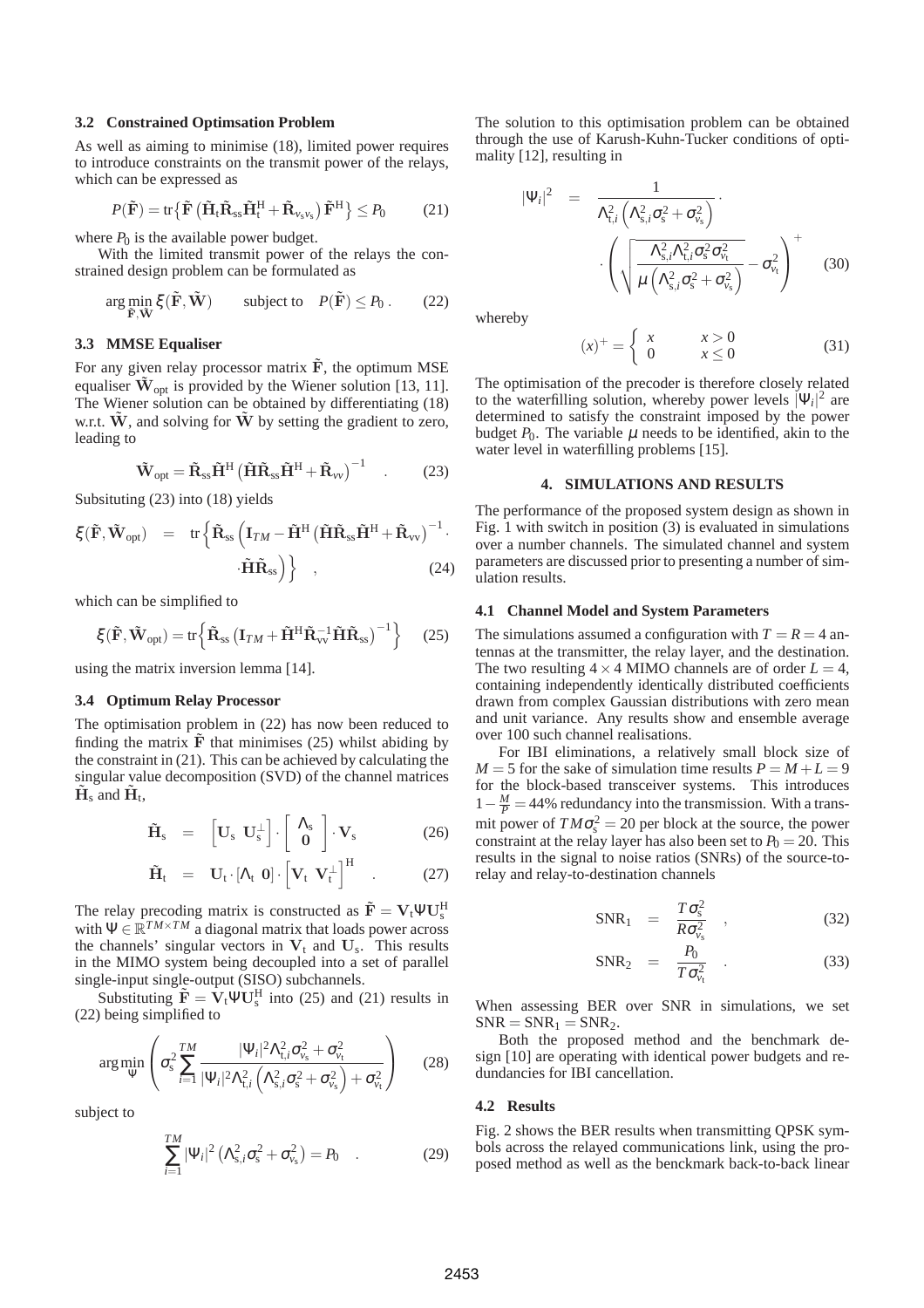### 3.2 Constrained Optimsation Problem

As well as aiming to minimise (18), limited power requires to introduce constraints on the transmit power of the relays, which can be expressed as

$$P(\tilde{\mathbf{F}}) = \mathrm{tr}\left\{\tilde{\mathbf{F}}\left(\tilde{\mathbf{H}}_{\mathrm{t}}\tilde{\mathbf{R}}_{\mathrm{ss}}\tilde{\mathbf{H}}_{\mathrm{t}}^{\mathrm{H}} + \tilde{\mathbf{R}}_{v_{\mathrm{s}}v_{\mathrm{s}}}\right)\tilde{\mathbf{F}}^{\mathrm{H}}\right\} \leq P_0 \qquad (21)$$

where $P_0$ is the available power budget.

With the limited transmit power of the relays the constrained design problem can be formulated as

$$\arg\min_{\tilde{\mathbf{F}},\tilde{\mathbf{W}}} \xi(\tilde{\mathbf{F}},\tilde{\mathbf{W}}) \qquad \text{subject to} \quad P(\tilde{\mathbf{F}}) \leq P_0 \,. \qquad (22)$$

### 3.3 MMSE Equaliser

For any given relay processor matrix $\tilde{\mathbf{F}}$, the optimum MSE equaliser $\tilde{\mathbf{W}}_{\mathrm{opt}}$ is provided by the Wiener solution [13, 11]. The Wiener solution can be obtained by differentiating (18) w.r.t. $\tilde{\mathbf{W}}$, and solving for $\tilde{\mathbf{W}}$ by setting the gradient to zero, leading to

$$\tilde{\mathbf{W}}_{\mathrm{opt}} = \tilde{\mathbf{R}}_{\mathrm{ss}}\tilde{\mathbf{H}}^{\mathrm{H}}\left(\tilde{\mathbf{H}}\tilde{\mathbf{R}}_{\mathrm{ss}}\tilde{\mathbf{H}}^{\mathrm{H}} + \tilde{\mathbf{R}}_{vv}\right)^{-1} \quad . \qquad (23)$$

Subsituting (23) into (18) yields

$$\xi(\tilde{\mathbf{F}},\tilde{\mathbf{W}}_{\mathrm{opt}}) = \mathrm{tr}\left\{\tilde{\mathbf{R}}_{\mathrm{ss}}\left(\mathbf{I}_{TM} - \tilde{\mathbf{H}}^{\mathrm{H}}\left(\tilde{\mathbf{H}}\tilde{\mathbf{R}}_{\mathrm{ss}}\tilde{\mathbf{H}}^{\mathrm{H}} + \tilde{\mathbf{R}}_{\mathrm{vv}}\right)^{-1} \cdot \tilde{\mathbf{H}}\tilde{\mathbf{R}}_{\mathrm{ss}}\right)\right\} \quad , \qquad (24)$$

which can be simplified to

$$\xi(\tilde{\mathbf{F}},\tilde{\mathbf{W}}_{\mathrm{opt}}) = \mathrm{tr}\left\{\tilde{\mathbf{R}}_{\mathrm{ss}}\left(\mathbf{I}_{TM} + \tilde{\mathbf{H}}^{\mathrm{H}}\tilde{\mathbf{R}}_{\mathrm{vv}}^{-1}\tilde{\mathbf{H}}\tilde{\mathbf{R}}_{\mathrm{ss}}\right)^{-1}\right\} \qquad (25)$$

using the matrix inversion lemma [14].

### 3.4 Optimum Relay Processor

The optimisation problem in (22) has now been reduced to finding the matrix $\tilde{\mathbf{F}}$ that minimises (25) whilst abiding by the constraint in (21). This can be achieved by calculating the singular value decomposition (SVD) of the channel matrices $\tilde{\mathbf{H}}_{\mathrm{s}}$ and $\tilde{\mathbf{H}}_{\mathrm{t}}$,

$$\tilde{\mathbf{H}}_{\mathrm{s}} = \begin{bmatrix}\mathbf{U}_{\mathrm{s}} & \mathbf{U}_{\mathrm{s}}^{\perp}\end{bmatrix} \cdot \begin{bmatrix}\Lambda_{\mathrm{s}} \\ \mathbf{0}\end{bmatrix} \cdot \mathbf{V}_{\mathrm{s}} \qquad (26)$$

$$\tilde{\mathbf{H}}_{\mathrm{t}} = \mathbf{U}_{\mathrm{t}} \cdot [\Lambda_{\mathrm{t}} \ \mathbf{0}] \cdot \begin{bmatrix}\mathbf{V}_{\mathrm{t}} & \mathbf{V}_{\mathrm{t}}^{\perp}\end{bmatrix}^{\mathrm{H}} \quad . \qquad (27)$$

The relay precoding matrix is constructed as $\tilde{\mathbf{F}} = \mathbf{V}_{\mathrm{t}}\Psi\mathbf{U}_{\mathrm{s}}^{\mathrm{H}}$ with $\Psi \in \mathbb{R}^{TM\times TM}$ a diagonal matrix that loads power across the channels' singular vectors in $\mathbf{V}_{\mathrm{t}}$ and $\mathbf{U}_{\mathrm{s}}$. This results in the MIMO system being decoupled into a set of parallel single-input single-output (SISO) subchannels.

Substituting $\tilde{\mathbf{F}} = \mathbf{V}_{\mathrm{t}}\Psi\mathbf{U}_{\mathrm{s}}^{\mathrm{H}}$ into (25) and (21) results in (22) being simplified to

$$\arg\min_{\Psi}\left(\sigma_{\mathrm{s}}^2\sum_{i=1}^{TM}\frac{|\Psi_i|^2\Lambda_{\mathrm{t},i}^2\sigma_{v_{\mathrm{s}}}^2 + \sigma_{v_{\mathrm{t}}}^2}{|\Psi_i|^2\Lambda_{\mathrm{t},i}^2\left(\Lambda_{\mathrm{s},i}^2\sigma_{\mathrm{s}}^2 + \sigma_{v_{\mathrm{s}}}^2\right) + \sigma_{v_{\mathrm{t}}}^2}\right) \qquad (28)$$

subject to

$$\sum_{i=1}^{TM}|\Psi_i|^2\left(\Lambda_{\mathrm{s},i}^2\sigma_{\mathrm{s}}^2 + \sigma_{v_{\mathrm{s}}}^2\right) = P_0 \quad . \qquad (29)$$

The solution to this optimisation problem can be obtained through the use of Karush-Kuhn-Tucker conditions of optimality [12], resulting in

$$|\Psi_i|^2 = \frac{1}{\Lambda_{\mathrm{t},i}^2\left(\Lambda_{\mathrm{s},i}^2\sigma_{\mathrm{s}}^2 + \sigma_{v_{\mathrm{s}}}^2\right)} \cdot \left(\sqrt{\frac{\Lambda_{\mathrm{s},i}^2\Lambda_{\mathrm{t},i}^2\sigma_{\mathrm{s}}^2\sigma_{v_{\mathrm{t}}}^2}{\mu\left(\Lambda_{\mathrm{s},i}^2\sigma_{\mathrm{s}}^2 + \sigma_{v_{\mathrm{s}}}^2\right)}} - \sigma_{v_{\mathrm{t}}}^2\right)^{+} \qquad (30)$$

whereby

$$(x)^{+} = \begin{cases} x & x > 0 \\ 0 & x \leq 0 \end{cases} \qquad (31)$$

The optimisation of the precoder is therefore closely related to the waterfilling solution, whereby power levels $|\Psi_i|^2$ are determined to satisfy the constraint imposed by the power budget $P_0$. The variable $\mu$ needs to be identified, akin to the water level in waterfilling problems [15].

## 4. SIMULATIONS AND RESULTS

The performance of the proposed system design as shown in Fig. 1 with switch in position (3) is evaluated in simulations over a number channels. The simulated channel and system parameters are discussed prior to presenting a number of simulation results.

### 4.1 Channel Model and System Parameters

The simulations assumed a configuration with $T = R = 4$ antennas at the transmitter, the relay layer, and the destination. The two resulting $4\times 4$ MIMO channels are of order $L = 4$, containing independently identically distributed coefficients drawn from complex Gaussian distributions with zero mean and unit variance. Any results show and ensemble average over 100 such channel realisations.

For IBI eliminations, a relatively small block size of $M = 5$ for the sake of simulation time results $P = M + L = 9$ for the block-based transceiver systems. This introduces $1 - \frac{M}{P} = 44\%$ redundancy into the transmission. With a transmit power of $TM\sigma_{\mathrm{s}}^2 = 20$ per block at the source, the power constraint at the relay layer has also been set to $P_0 = 20$. This results in the signal to noise ratios (SNRs) of the source-to-relay and relay-to-destination channels

$$\mathrm{SNR}_1 = \frac{T\sigma_{\mathrm{s}}^2}{R\sigma_{v_{\mathrm{s}}}^2} \quad , \qquad (32)$$

$$\mathrm{SNR}_2 = \frac{P_0}{T\sigma_{v_{\mathrm{t}}}^2} \quad . \qquad (33)$$

When assessing BER over SNR in simulations, we set $\mathrm{SNR} = \mathrm{SNR}_1 = \mathrm{SNR}_2$.

Both the proposed method and the benchmark design [10] are operating with identical power budgets and redundancies for IBI cancellation.

### 4.2 Results

Fig. 2 shows the BER results when transmitting QPSK symbols across the relayed communications link, using the proposed method as well as the benckmark back-to-back linear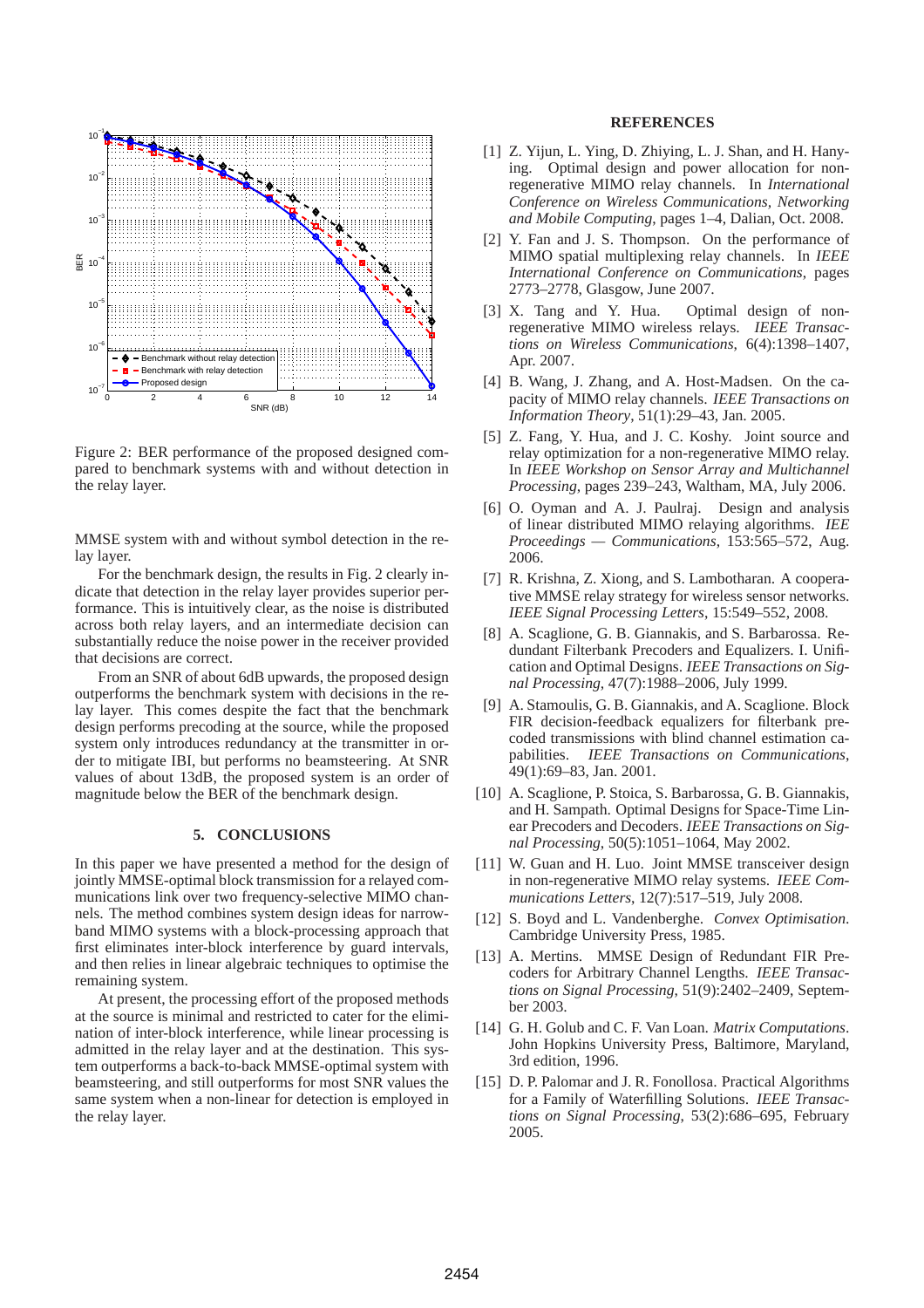$10^{-1}$
$10^{-2}$
$10^{-3}$
$10^{-4}$
$10^{-5}$
$10^{-6}$
$10^{-7}$
BER
0
2
4
6
8
10
12
14
SNR (dB)
Benchmark without relay detection
Benchmark with relay detection
Proposed design

Figure 2: BER performance of the proposed designed compared to benchmark systems with and without detection in the relay layer.

MMSE system with and without symbol detection in the relay layer.

For the benchmark design, the results in Fig. 2 clearly indicate that detection in the relay layer provides superior performance. This is intuitively clear, as the noise is distributed across both relay layers, and an intermediate decision can substantially reduce the noise power in the receiver provided that decisions are correct.

From an SNR of about 6dB upwards, the proposed design outperforms the benchmark system with decisions in the relay layer. This comes despite the fact that the benchmark design performs precoding at the source, while the proposed system only introduces redundancy at the transmitter in order to mitigate IBI, but performs no beamsteering. At SNR values of about 13dB, the proposed system is an order of magnitude below the BER of the benchmark design.

## 5. CONCLUSIONS

In this paper we have presented a method for the design of jointly MMSE-optimal block transmission for a relayed communications link over two frequency-selective MIMO channels. The method combines system design ideas for narrowband MIMO systems with a block-processing approach that first eliminates inter-block interference by guard intervals, and then relies in linear algebraic techniques to optimise the remaining system.

At present, the processing effort of the proposed methods at the source is minimal and restricted to cater for the elimination of inter-block interference, while linear processing is admitted in the relay layer and at the destination. This system outperforms a back-to-back MMSE-optimal system with beamsteering, and still outperforms for most SNR values the same system when a non-linear for detection is employed in the relay layer.

## REFERENCES

[1] Z. Yijun, L. Ying, D. Zhiying, L. J. Shan, and H. Hanying. Optimal design and power allocation for non-regenerative MIMO relay channels. In *International Conference on Wireless Communications, Networking and Mobile Computing*, pages 1–4, Dalian, Oct. 2008.

[2] Y. Fan and J. S. Thompson. On the performance of MIMO spatial multiplexing relay channels. In *IEEE International Conference on Communications*, pages 2773–2778, Glasgow, June 2007.

[3] X. Tang and Y. Hua. Optimal design of non-regenerative MIMO wireless relays. *IEEE Transactions on Wireless Communications*, 6(4):1398–1407, Apr. 2007.

[4] B. Wang, J. Zhang, and A. Host-Madsen. On the capacity of MIMO relay channels. *IEEE Transactions on Information Theory*, 51(1):29–43, Jan. 2005.

[5] Z. Fang, Y. Hua, and J. C. Koshy. Joint source and relay optimization for a non-regenerative MIMO relay. In *IEEE Workshop on Sensor Array and Multichannel Processing*, pages 239–243, Waltham, MA, July 2006.

[6] O. Oyman and A. J. Paulraj. Design and analysis of linear distributed MIMO relaying algorithms. *IEE Proceedings — Communications*, 153:565–572, Aug. 2006.

[7] R. Krishna, Z. Xiong, and S. Lambotharan. A cooperative MMSE relay strategy for wireless sensor networks. *IEEE Signal Processing Letters*, 15:549–552, 2008.

[8] A. Scaglione, G. B. Giannakis, and S. Barbarossa. Redundant Filterbank Precoders and Equalizers. I. Unification and Optimal Designs. *IEEE Transactions on Signal Processing*, 47(7):1988–2006, July 1999.

[9] A. Stamoulis, G. B. Giannakis, and A. Scaglione. Block FIR decision-feedback equalizers for filterbank precoded transmissions with blind channel estimation capabilities. *IEEE Transactions on Communications*, 49(1):69–83, Jan. 2001.

[10] A. Scaglione, P. Stoica, S. Barbarossa, G. B. Giannakis, and H. Sampath. Optimal Designs for Space-Time Linear Precoders and Decoders. *IEEE Transactions on Signal Processing*, 50(5):1051–1064, May 2002.

[11] W. Guan and H. Luo. Joint MMSE transceiver design in non-regenerative MIMO relay systems. *IEEE Communications Letters*, 12(7):517–519, July 2008.

[12] S. Boyd and L. Vandenberghe. *Convex Optimisation*. Cambridge University Press, 1985.

[13] A. Mertins. MMSE Design of Redundant FIR Precoders for Arbitrary Channel Lengths. *IEEE Transactions on Signal Processing*, 51(9):2402–2409, September 2003.

[14] G. H. Golub and C. F. Van Loan. *Matrix Computations*. John Hopkins University Press, Baltimore, Maryland, 3rd edition, 1996.

[15] D. P. Palomar and J. R. Fonollosa. Practical Algorithms for a Family of Waterfilling Solutions. *IEEE Transactions on Signal Processing*, 53(2):686–695, February 2005.